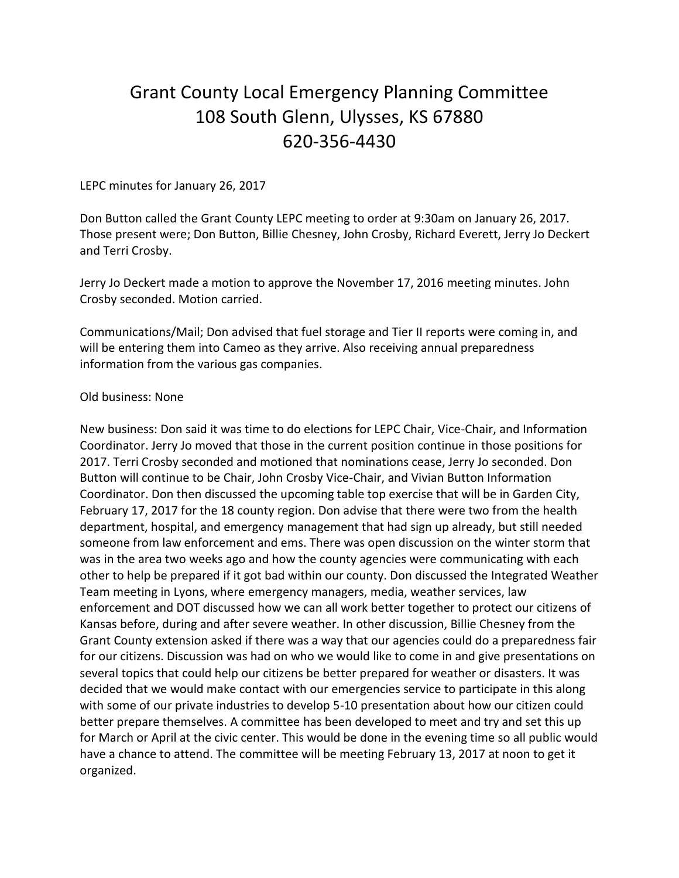# Grant County Local Emergency Planning Committee
# 108 South Glenn, Ulysses, KS 67880
# 620-356-4430

LEPC minutes for January 26, 2017

Don Button called the Grant County LEPC meeting to order at 9:30am on January 26, 2017. Those present were; Don Button, Billie Chesney, John Crosby, Richard Everett, Jerry Jo Deckert and Terri Crosby.

Jerry Jo Deckert made a motion to approve the November 17, 2016 meeting minutes. John Crosby seconded. Motion carried.

Communications/Mail; Don advised that fuel storage and Tier II reports were coming in, and will be entering them into Cameo as they arrive. Also receiving annual preparedness information from the various gas companies.

Old business: None

New business: Don said it was time to do elections for LEPC Chair, Vice-Chair, and Information Coordinator. Jerry Jo moved that those in the current position continue in those positions for 2017. Terri Crosby seconded and motioned that nominations cease, Jerry Jo seconded. Don Button will continue to be Chair, John Crosby Vice-Chair, and Vivian Button Information Coordinator. Don then discussed the upcoming table top exercise that will be in Garden City, February 17, 2017 for the 18 county region. Don advise that there were two from the health department, hospital, and emergency management that had sign up already, but still needed someone from law enforcement and ems. There was open discussion on the winter storm that was in the area two weeks ago and how the county agencies were communicating with each other to help be prepared if it got bad within our county. Don discussed the Integrated Weather Team meeting in Lyons, where emergency managers, media, weather services, law enforcement and DOT discussed how we can all work better together to protect our citizens of Kansas before, during and after severe weather. In other discussion, Billie Chesney from the Grant County extension asked if there was a way that our agencies could do a preparedness fair for our citizens. Discussion was had on who we would like to come in and give presentations on several topics that could help our citizens be better prepared for weather or disasters. It was decided that we would make contact with our emergencies service to participate in this along with some of our private industries to develop 5-10 presentation about how our citizen could better prepare themselves. A committee has been developed to meet and try and set this up for March or April at the civic center. This would be done in the evening time so all public would have a chance to attend. The committee will be meeting February 13, 2017 at noon to get it organized.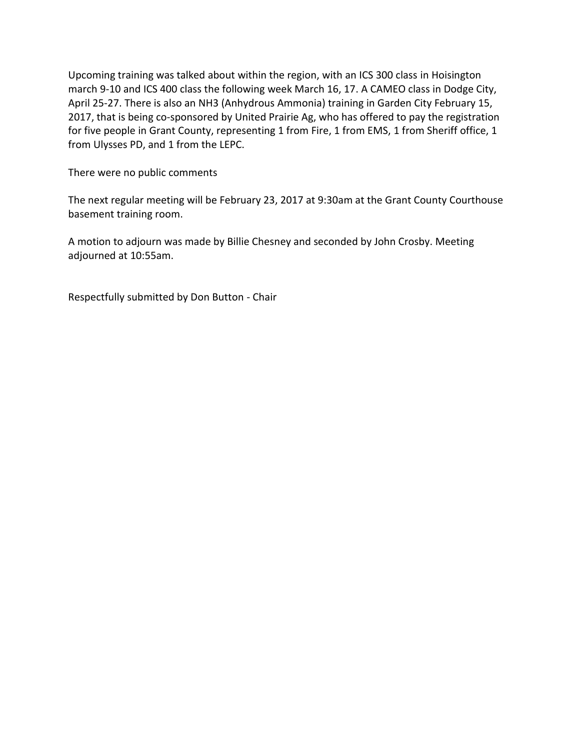Upcoming training was talked about within the region, with an ICS 300 class in Hoisington march 9-10 and ICS 400 class the following week March 16, 17. A CAMEO class in Dodge City, April 25-27. There is also an $NH_3$ (Anhydrous Ammonia) training in Garden City February 15, 2017, that is being co-sponsored by United Prairie Ag, who has offered to pay the registration for five people in Grant County, representing 1 from Fire, 1 from EMS, 1 from Sheriff office, 1 from Ulysses PD, and 1 from the LEPC.

There were no public comments

The next regular meeting will be February 23, 2017 at 9:30am at the Grant County Courthouse basement training room.

A motion to adjourn was made by Billie Chesney and seconded by John Crosby. Meeting adjourned at 10:55am.

Respectfully submitted by Don Button - Chair